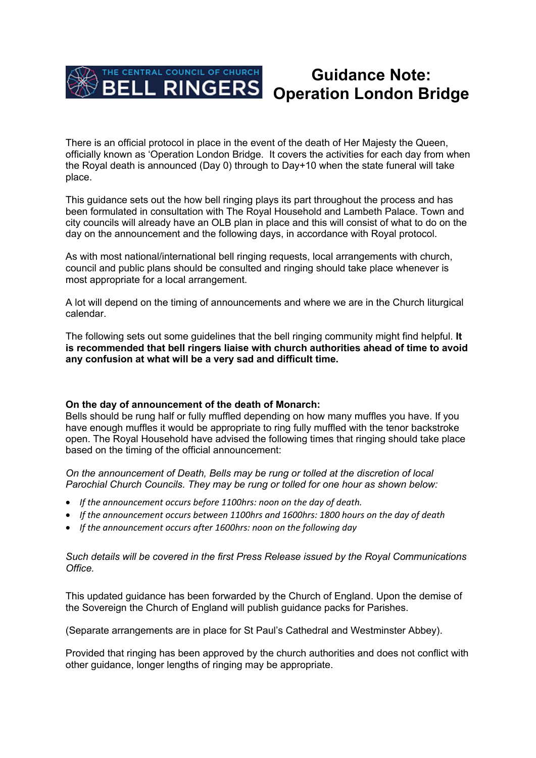# Guidance Note: Operation London Bridge

THE CENTRAL COUNCIL OF CHURCH BELL RINGERS

There is an official protocol in place in the event of the death of Her Majesty the Queen, officially known as 'Operation London Bridge. It covers the activities for each day from when the Royal death is announced (Day 0) through to Day+10 when the state funeral will take place.

This guidance sets out the how bell ringing plays its part throughout the process and has been formulated in consultation with The Royal Household and Lambeth Palace. Town and city councils will already have an OLB plan in place and this will consist of what to do on the day on the announcement and the following days, in accordance with Royal protocol.

As with most national/international bell ringing requests, local arrangements with church, council and public plans should be consulted and ringing should take place whenever is most appropriate for a local arrangement.

A lot will depend on the timing of announcements and where we are in the Church liturgical calendar.

The following sets out some guidelines that the bell ringing community might find helpful. **It is recommended that bell ringers liaise with church authorities ahead of time to avoid any confusion at what will be a very sad and difficult time.**

**On the day of announcement of the death of Monarch:**
Bells should be rung half or fully muffled depending on how many muffles you have. If you have enough muffles it would be appropriate to ring fully muffled with the tenor backstroke open. The Royal Household have advised the following times that ringing should take place based on the timing of the official announcement:

*On the announcement of Death, Bells may be rung or tolled at the discretion of local Parochial Church Councils. They may be rung or tolled for one hour as shown below:*

- *If the announcement occurs before 1100hrs: noon on the day of death.*
- *If the announcement occurs between 1100hrs and 1600hrs: 1800 hours on the day of death*
- *If the announcement occurs after 1600hrs: noon on the following day*

*Such details will be covered in the first Press Release issued by the Royal Communications Office.*

This updated guidance has been forwarded by the Church of England. Upon the demise of the Sovereign the Church of England will publish guidance packs for Parishes.

(Separate arrangements are in place for St Paul's Cathedral and Westminster Abbey).

Provided that ringing has been approved by the church authorities and does not conflict with other guidance, longer lengths of ringing may be appropriate.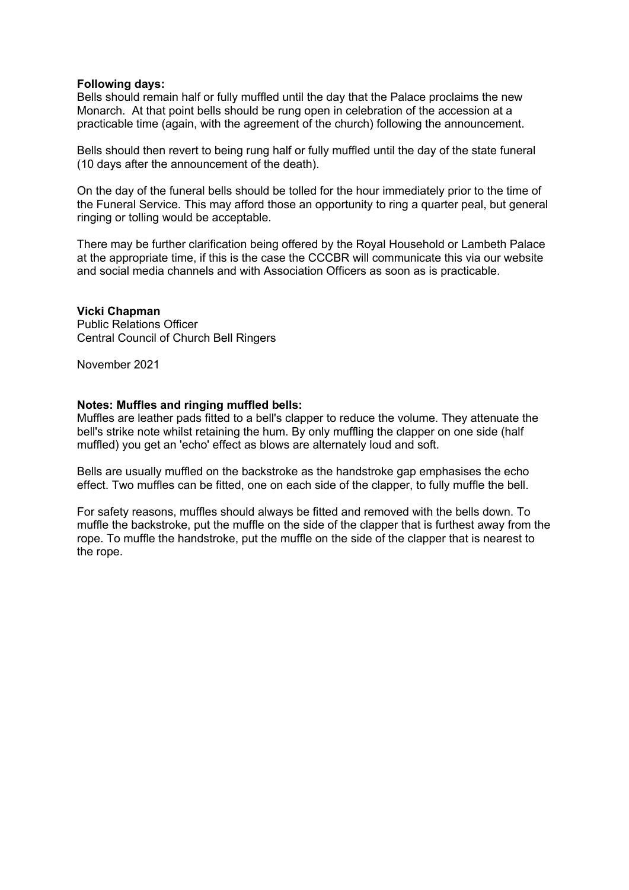**Following days:**
Bells should remain half or fully muffled until the day that the Palace proclaims the new Monarch. At that point bells should be rung open in celebration of the accession at a practicable time (again, with the agreement of the church) following the announcement.

Bells should then revert to being rung half or fully muffled until the day of the state funeral (10 days after the announcement of the death).

On the day of the funeral bells should be tolled for the hour immediately prior to the time of the Funeral Service. This may afford those an opportunity to ring a quarter peal, but general ringing or tolling would be acceptable.

There may be further clarification being offered by the Royal Household or Lambeth Palace at the appropriate time, if this is the case the CCCBR will communicate this via our website and social media channels and with Association Officers as soon as is practicable.

**Vicki Chapman**
Public Relations Officer
Central Council of Church Bell Ringers

November 2021

**Notes: Muffles and ringing muffled bells:**
Muffles are leather pads fitted to a bell's clapper to reduce the volume. They attenuate the bell's strike note whilst retaining the hum. By only muffling the clapper on one side (half muffled) you get an 'echo' effect as blows are alternately loud and soft.

Bells are usually muffled on the backstroke as the handstroke gap emphasises the echo effect. Two muffles can be fitted, one on each side of the clapper, to fully muffle the bell.

For safety reasons, muffles should always be fitted and removed with the bells down. To muffle the backstroke, put the muffle on the side of the clapper that is furthest away from the rope. To muffle the handstroke, put the muffle on the side of the clapper that is nearest to the rope.